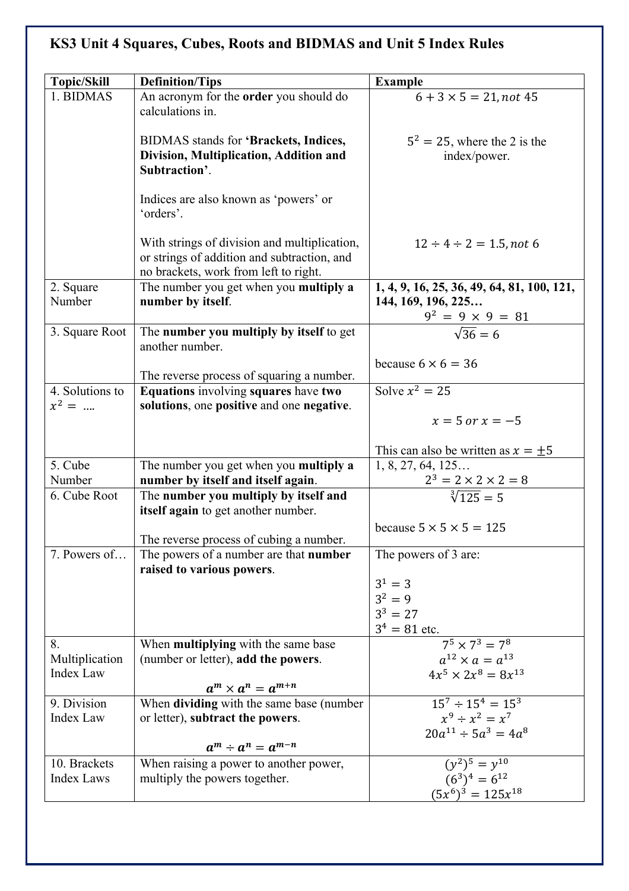## KS3 Unit 4 Squares, Cubes, Roots and BIDMAS and Unit 5 Index Rules

| Topic/Skill | Definition/Tips | Example |
|---|---|---|
| 1. BIDMAS | An acronym for the **order** you should do calculations in.<br><br>BIDMAS stands for **'Brackets, Indices, Division, Multiplication, Addition and Subtraction'**.<br><br>Indices are also known as 'powers' or 'orders'.<br><br>With strings of division and multiplication, or strings of addition and subtraction, and no brackets, work from left to right. | $6 + 3 \times 5 = 21, not\ 45$<br><br>$5^2 = 25$, where the 2 is the index/power.<br><br>$12 \div 4 \div 2 = 1.5, not\ 6$ |
| 2. Square Number | The number you get when you **multiply a number by itself**. | **1, 4, 9, 16, 25, 36, 49, 64, 81, 100, 121, 144, 169, 196, 225…**<br>$9^2 = 9 \times 9 = 81$ |
| 3. Square Root | The **number you multiply by itself** to get another number.<br><br>The reverse process of squaring a number. | $\sqrt{36} = 6$<br><br>because $6 \times 6 = 36$ |
| 4. Solutions to $x^2 = ....$ | **Equations** involving **squares** have **two solutions**, one **positive** and one **negative**. | Solve $x^2 = 25$<br><br>$x = 5\ or\ x = -5$<br><br>This can also be written as $x = \pm 5$ |
| 5. Cube Number | The number you get when you **multiply a number by itself and itself again**. | 1, 8, 27, 64, 125…<br>$2^3 = 2 \times 2 \times 2 = 8$ |
| 6. Cube Root | The **number you multiply by itself and itself again** to get another number.<br><br>The reverse process of cubing a number. | $\sqrt[3]{125} = 5$<br><br>because $5 \times 5 \times 5 = 125$ |
| 7. Powers of… | The powers of a number are that **number raised to various powers**. | The powers of 3 are:<br><br>$3^1 = 3$<br>$3^2 = 9$<br>$3^3 = 27$<br>$3^4 = 81$ etc. |
| 8. Multiplication Index Law | When **multiplying** with the same base (number or letter), **add the powers**.<br><br>$\boldsymbol{a^m \times a^n = a^{m+n}}$ | $7^5 \times 7^3 = 7^8$<br>$a^{12} \times a = a^{13}$<br>$4x^5 \times 2x^8 = 8x^{13}$ |
| 9. Division Index Law | When **dividing** with the same base (number or letter), **subtract the powers**.<br><br>$\boldsymbol{a^m \div a^n = a^{m-n}}$ | $15^7 \div 15^4 = 15^3$<br>$x^9 \div x^2 = x^7$<br>$20a^{11} \div 5a^3 = 4a^8$ |
| 10. Brackets Index Laws | When raising a power to another power, multiply the powers together. | $(y^2)^5 = y^{10}$<br>$(6^3)^4 = 6^{12}$<br>$(5x^6)^3 = 125x^{18}$ |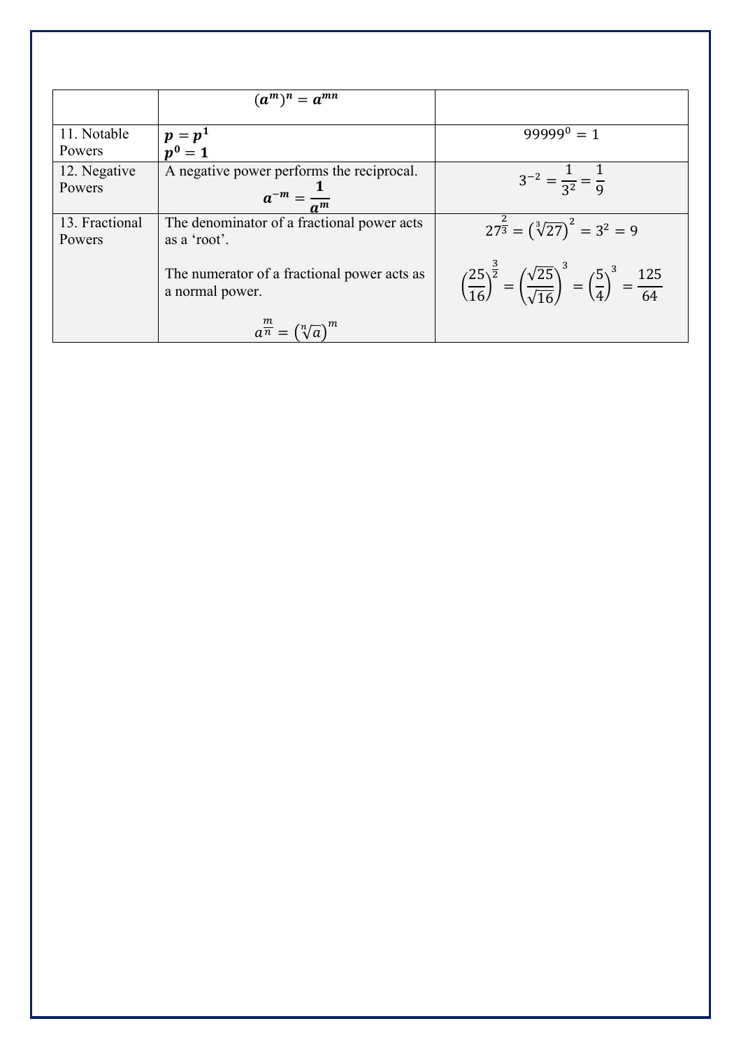| | | |
|---|---|---|
| | $(a^m)^n = a^{mn}$ | |
| 11. Notable Powers | $p = p^1$<br>$p^0 = 1$ | $99999^0 = 1$ |
| 12. Negative Powers | A negative power performs the reciprocal.<br>$a^{-m} = \frac{1}{a^m}$ | $3^{-2} = \frac{1}{3^2} = \frac{1}{9}$ |
| 13. Fractional Powers | The denominator of a fractional power acts as a 'root'.<br><br>The numerator of a fractional power acts as a normal power.<br><br>$a^{\frac{m}{n}} = \left(\sqrt[n]{a}\right)^m$ | $27^{\frac{2}{3}} = \left(\sqrt[3]{27}\right)^2 = 3^2 = 9$<br><br>$\left(\frac{25}{16}\right)^{\frac{3}{2}} = \left(\frac{\sqrt{25}}{\sqrt{16}}\right)^3 = \left(\frac{5}{4}\right)^3 = \frac{125}{64}$ |